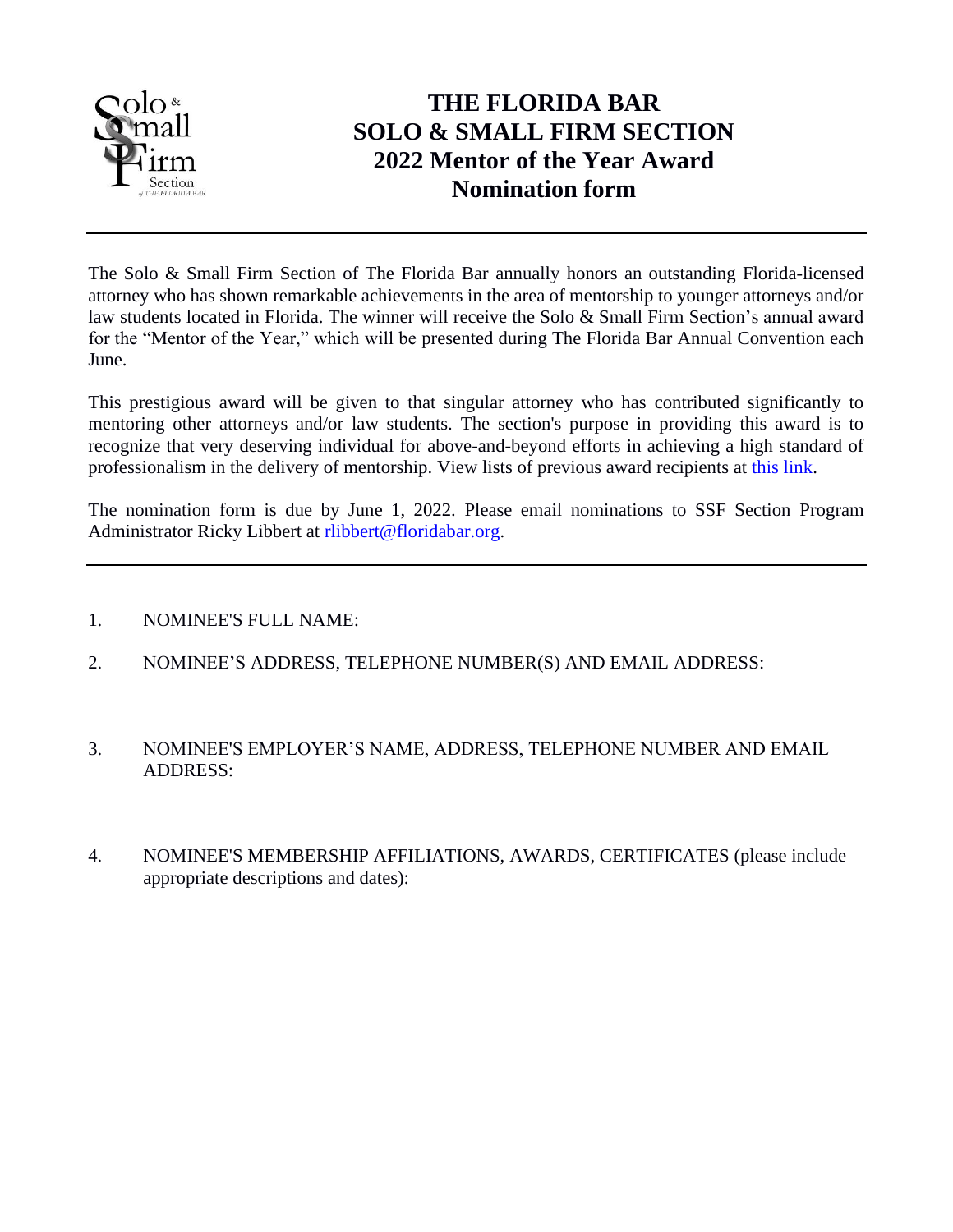# THE FLORIDA BAR
# SOLO & SMALL FIRM SECTION
# 2022 Mentor of the Year Award
# Nomination form

---

The Solo & Small Firm Section of The Florida Bar annually honors an outstanding Florida-licensed attorney who has shown remarkable achievements in the area of mentorship to younger attorneys and/or law students located in Florida. The winner will receive the Solo & Small Firm Section's annual award for the "Mentor of the Year," which will be presented during The Florida Bar Annual Convention each June.

This prestigious award will be given to that singular attorney who has contributed significantly to mentoring other attorneys and/or law students. The section's purpose in providing this award is to recognize that very deserving individual for above-and-beyond efforts in achieving a high standard of professionalism in the delivery of mentorship. View lists of previous award recipients at this link.

The nomination form is due by June 1, 2022. Please email nominations to SSF Section Program Administrator Ricky Libbert at rlibbert@floridabar.org.

---

1. NOMINEE'S FULL NAME:

2. NOMINEE'S ADDRESS, TELEPHONE NUMBER(S) AND EMAIL ADDRESS:

3. NOMINEE'S EMPLOYER'S NAME, ADDRESS, TELEPHONE NUMBER AND EMAIL ADDRESS:

4. NOMINEE'S MEMBERSHIP AFFILIATIONS, AWARDS, CERTIFICATES (please include appropriate descriptions and dates):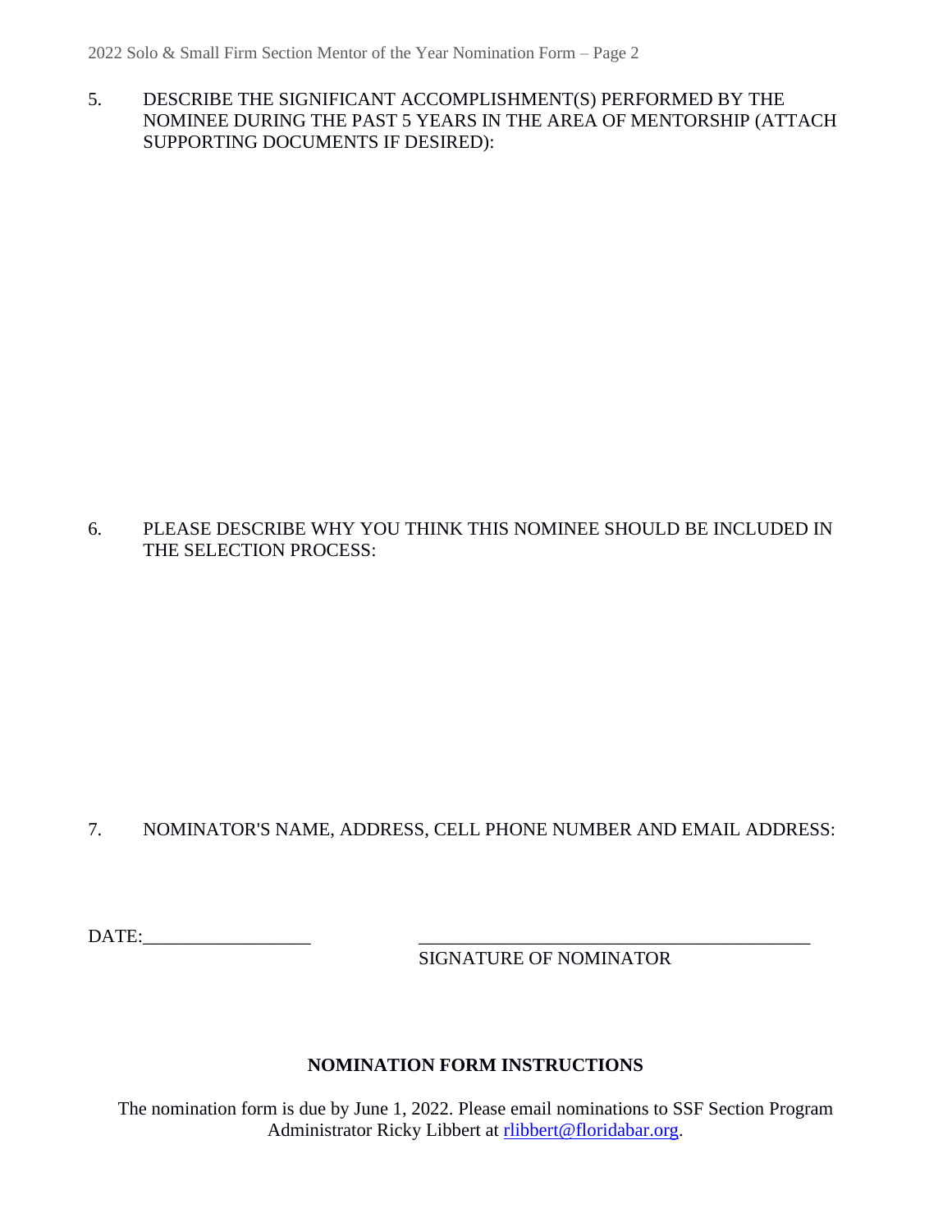5. DESCRIBE THE SIGNIFICANT ACCOMPLISHMENT(S) PERFORMED BY THE NOMINEE DURING THE PAST 5 YEARS IN THE AREA OF MENTORSHIP (ATTACH SUPPORTING DOCUMENTS IF DESIRED):

6. PLEASE DESCRIBE WHY YOU THINK THIS NOMINEE SHOULD BE INCLUDED IN THE SELECTION PROCESS:

7. NOMINATOR'S NAME, ADDRESS, CELL PHONE NUMBER AND EMAIL ADDRESS:

DATE:__________________ ____________________________________________

SIGNATURE OF NOMINATOR

**NOMINATION FORM INSTRUCTIONS**

The nomination form is due by June 1, 2022. Please email nominations to SSF Section Program Administrator Ricky Libbert at rlibbert@floridabar.org.